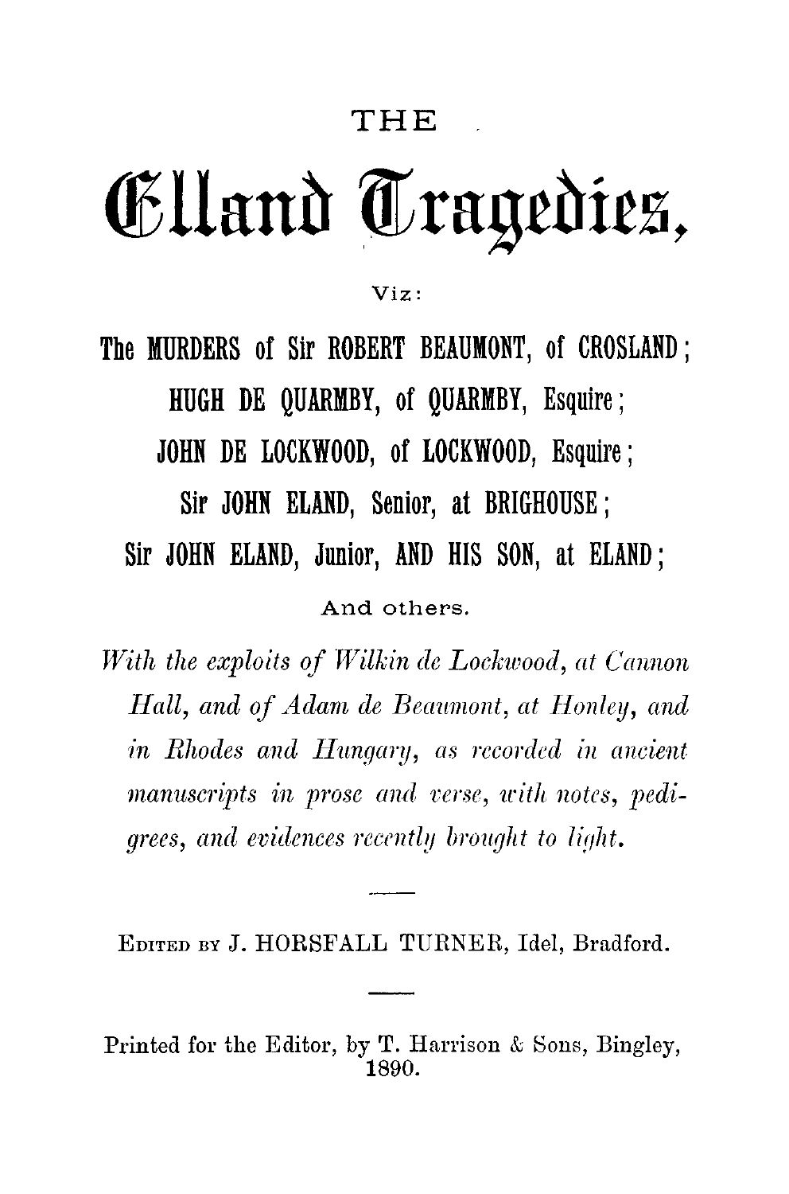# THE

# Elland Tragedies,

Viz:

**The MURDERS of Sir ROBERT BEAUMONT, of CROSLAND;**

**HUGH DE QUARMBY, of QUARMBY, Esquire;**

**JOHN DE LOCKWOOD, of LOCKWOOD, Esquire;**

**Sir JOHN ELAND, Senior, at BRIGHOUSE;**

**Sir JOHN ELAND, Junior, AND HIS SON, at ELAND;**

And others.

*With the exploits of Wilkin de Lockwood, at Cannon Hall, and of Adam de Beaumont, at Honley, and in Rhodes and Hungary, as recorded in ancient manuscripts in prose and verse, with notes, pedigrees, and evidences recently brought to light.*

---

EDITED BY J. HORSFALL TURNER, Idel, Bradford.

---

Printed for the Editor, by T. Harrison & Sons, Bingley, 1890.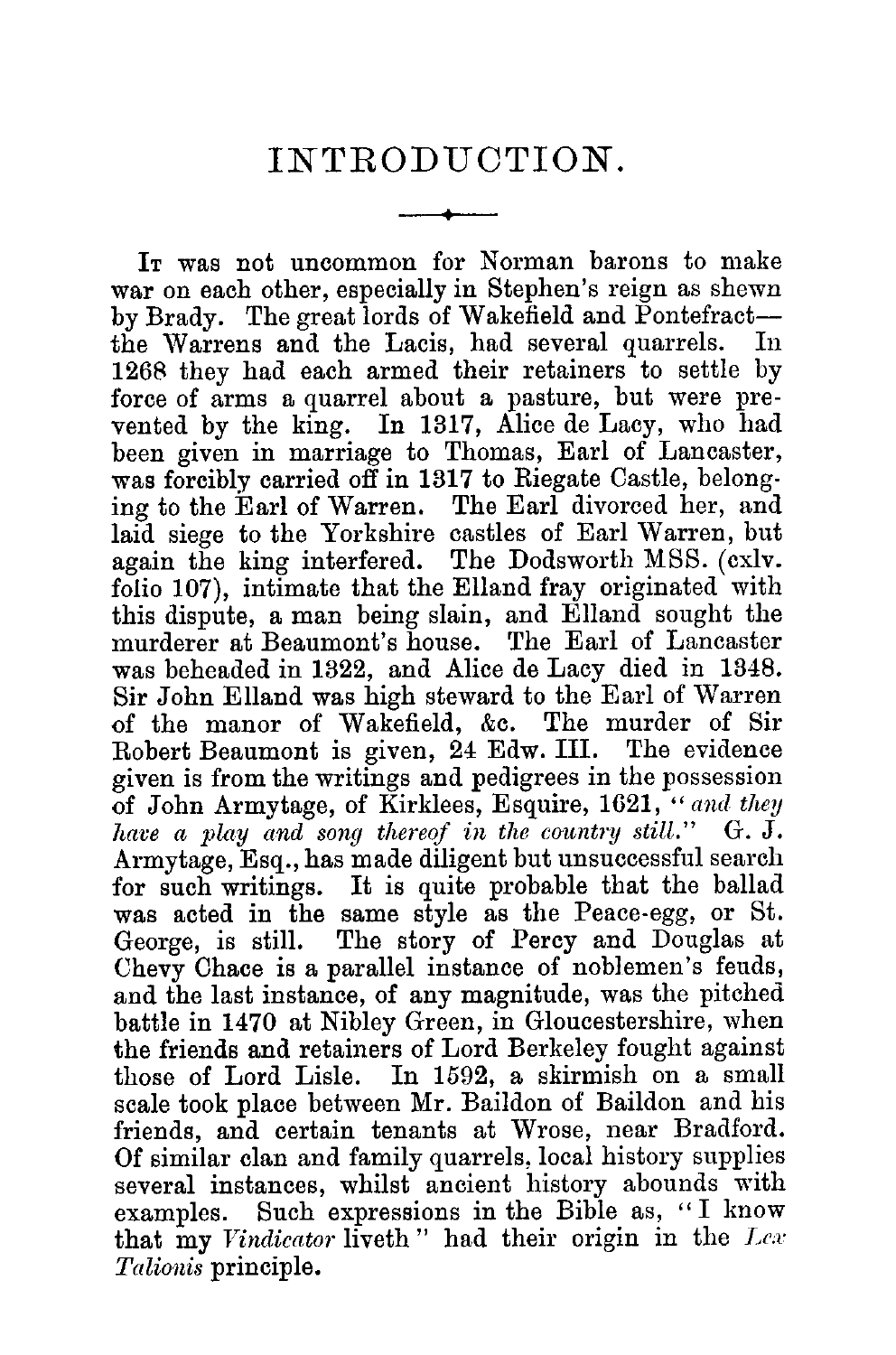# INTRODUCTION.

It was not uncommon for Norman barons to make war on each other, especially in Stephen's reign as shewn by Brady. The great lords of Wakefield and Pontefract—the Warrens and the Lacis, had several quarrels. In 1268 they had each armed their retainers to settle by force of arms a quarrel about a pasture, but were prevented by the king. In 1317, Alice de Lacy, who had been given in marriage to Thomas, Earl of Lancaster, was forcibly carried off in 1317 to Riegate Castle, belonging to the Earl of Warren. The Earl divorced her, and laid siege to the Yorkshire castles of Earl Warren, but again the king interfered. The Dodsworth MSS. (cxlv. folio 107), intimate that the Elland fray originated with this dispute, a man being slain, and Elland sought the murderer at Beaumont's house. The Earl of Lancaster was beheaded in 1322, and Alice de Lacy died in 1348. Sir John Elland was high steward to the Earl of Warren of the manor of Wakefield, &c. The murder of Sir Robert Beaumont is given, 24 Edw. III. The evidence given is from the writings and pedigrees in the possession of John Armytage, of Kirklees, Esquire, 1621, "*and they have a play and song thereof in the country still.*" G. J. Armytage, Esq., has made diligent but unsuccessful search for such writings. It is quite probable that the ballad was acted in the same style as the Peace-egg, or St. George, is still. The story of Percy and Douglas at Chevy Chace is a parallel instance of noblemen's feuds, and the last instance, of any magnitude, was the pitched battle in 1470 at Nibley Green, in Gloucestershire, when the friends and retainers of Lord Berkeley fought against those of Lord Lisle. In 1592, a skirmish on a small scale took place between Mr. Baildon of Baildon and his friends, and certain tenants at Wrose, near Bradford. Of similar clan and family quarrels, local history supplies several instances, whilst ancient history abounds with examples. Such expressions in the Bible as, "I know that my *Vindicator* liveth" had their origin in the *Lex Talionis* principle.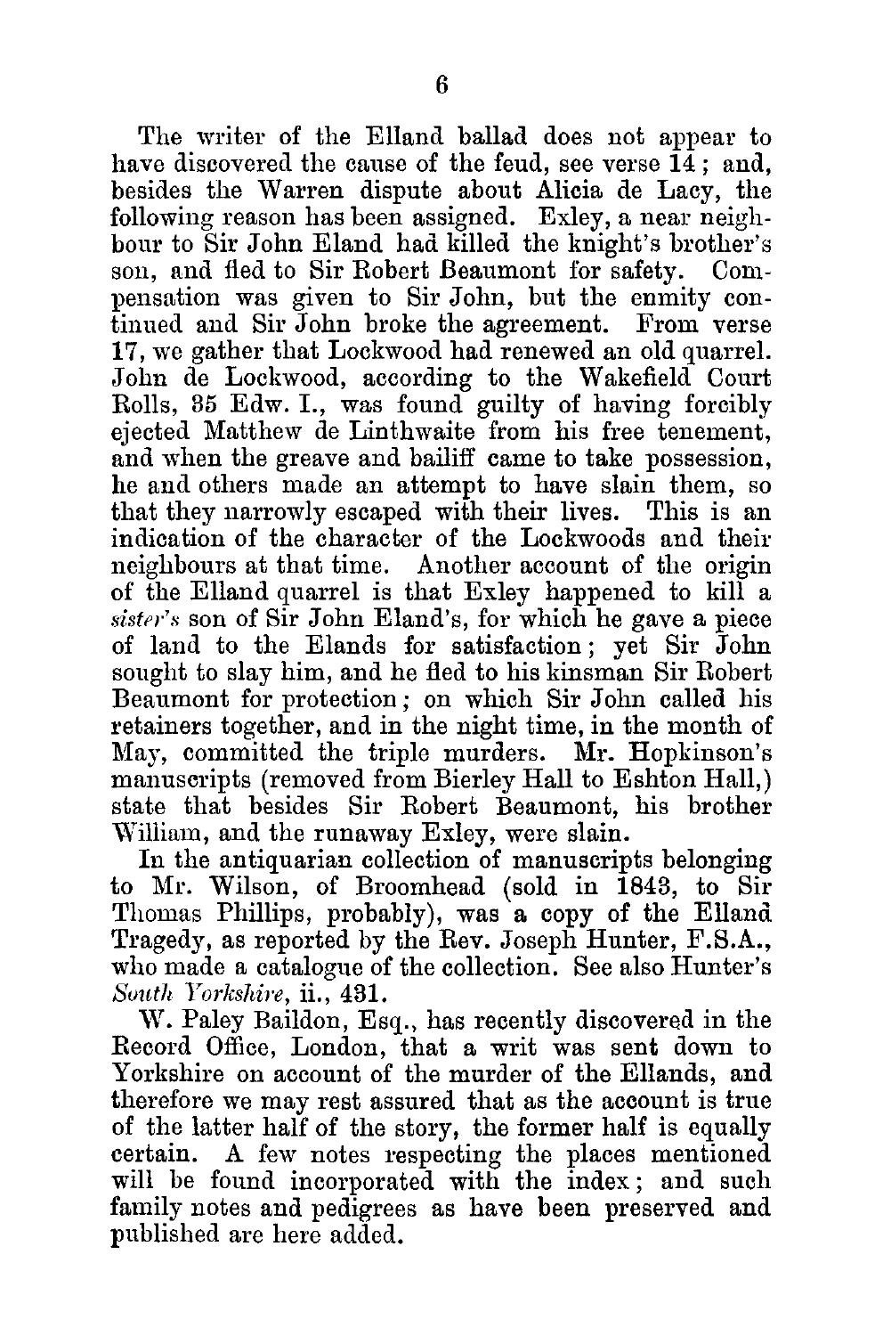The writer of the Elland ballad does not appear to have discovered the cause of the feud, see verse 14; and, besides the Warren dispute about Alicia de Lacy, the following reason has been assigned. Exley, a near neighbour to Sir John Eland had killed the knight's brother's son, and fled to Sir Robert Beaumont for safety. Compensation was given to Sir John, but the enmity continued and Sir John broke the agreement. From verse 17, we gather that Lockwood had renewed an old quarrel. John de Lockwood, according to the Wakefield Court Rolls, 35 Edw. I., was found guilty of having forcibly ejected Matthew de Linthwaite from his free tenement, and when the greave and bailiff came to take possession, he and others made an attempt to have slain them, so that they narrowly escaped with their lives. This is an indication of the character of the Lockwoods and their neighbours at that time. Another account of the origin of the Elland quarrel is that Exley happened to kill a *sister's* son of Sir John Eland's, for which he gave a piece of land to the Elands for satisfaction; yet Sir John sought to slay him, and he fled to his kinsman Sir Robert Beaumont for protection; on which Sir John called his retainers together, and in the night time, in the month of May, committed the triple murders. Mr. Hopkinson's manuscripts (removed from Bierley Hall to Eshton Hall,) state that besides Sir Robert Beaumont, his brother William, and the runaway Exley, were slain.

In the antiquarian collection of manuscripts belonging to Mr. Wilson, of Broomhead (sold in 1843, to Sir Thomas Phillips, probably), was a copy of the Elland Tragedy, as reported by the Rev. Joseph Hunter, F.S.A., who made a catalogue of the collection. See also Hunter's *South Yorkshire*, ii., 431.

W. Paley Baildon, Esq., has recently discovered in the Record Office, London, that a writ was sent down to Yorkshire on account of the murder of the Ellands, and therefore we may rest assured that as the account is true of the latter half of the story, the former half is equally certain. A few notes respecting the places mentioned will be found incorporated with the index; and such family notes and pedigrees as have been preserved and published are here added.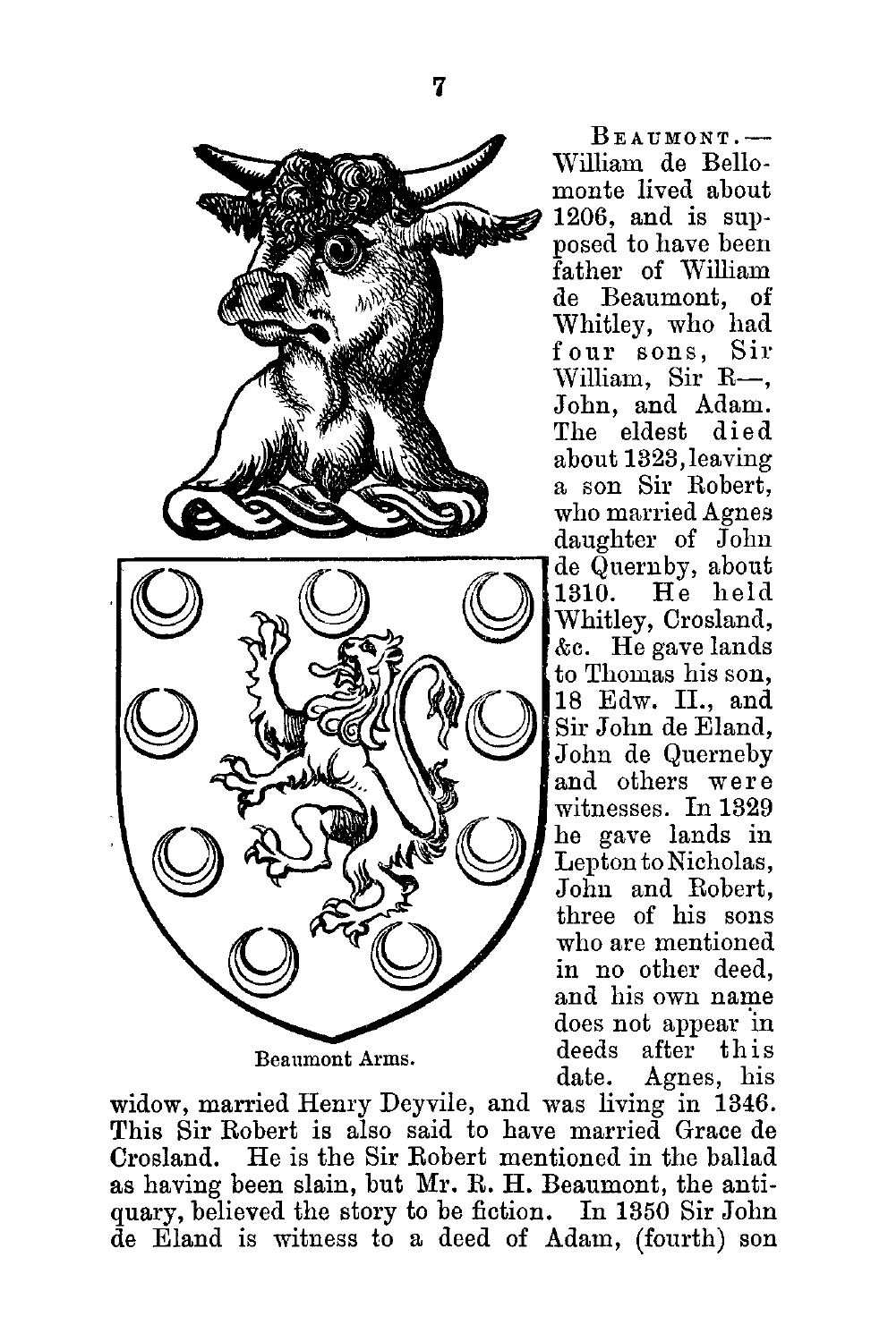**Beaumont.**—William de Bellomonte lived about 1206, and is supposed to have been father of William de Beaumont, of Whitley, who had four sons, Sir William, Sir R—, John, and Adam. The eldest died about 1323, leaving a son Sir Robert, who married Agnes daughter of John de Quernby, about 1310. He held Whitley, Crosland, &c. He gave lands to Thomas his son, 18 Edw. II., and Sir John de Eland, John de Querneby and others were witnesses. In 1329 he gave lands in Lepton to Nicholas, John and Robert, three of his sons who are mentioned in no other deed, and his own name does not appear in deeds after this date. Agnes, his widow, married Henry Deyvile, and was living in 1346. This Sir Robert is also said to have married Grace de Crosland. He is the Sir Robert mentioned in the ballad as having been slain, but Mr. R. H. Beaumont, the antiquary, believed the story to be fiction. In 1350 Sir John de Eland is witness to a deed of Adam, (fourth) son

Beaumont Arms.